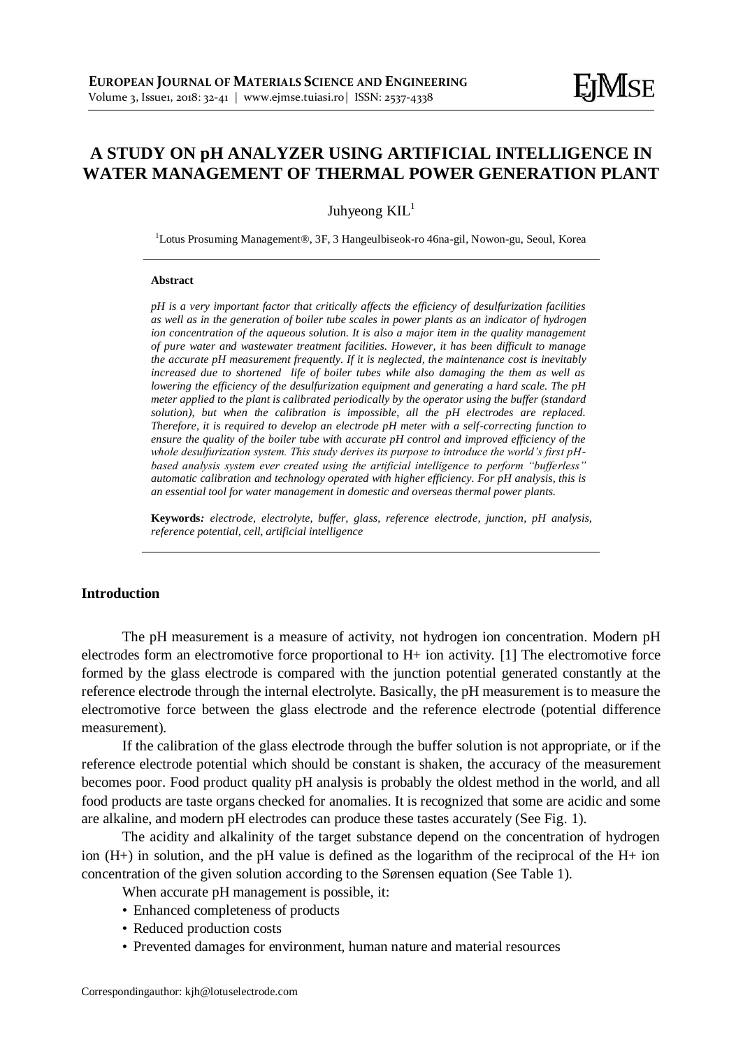# A STUDY ON pH ANALYZER USING ARTIFICIAL INTELLIGENCE IN WATER MANAGEMENT OF THERMAL POWER GENERATION PLANT

Juhyeong KIL[1]

[1]Lotus Prosuming Management®, 3F, 3 Hangeulbiseok-ro 46na-gil, Nowon-gu, Seoul, Korea

**Abstract**

*pH is a very important factor that critically affects the efficiency of desulfurization facilities as well as in the generation of boiler tube scales in power plants as an indicator of hydrogen ion concentration of the aqueous solution. It is also a major item in the quality management of pure water and wastewater treatment facilities. However, it has been difficult to manage the accurate pH measurement frequently. If it is neglected, the maintenance cost is inevitably increased due to shortened life of boiler tubes while also damaging the them as well as lowering the efficiency of the desulfurization equipment and generating a hard scale. The pH meter applied to the plant is calibrated periodically by the operator using the buffer (standard solution), but when the calibration is impossible, all the pH electrodes are replaced. Therefore, it is required to develop an electrode pH meter with a self-correcting function to ensure the quality of the boiler tube with accurate pH control and improved efficiency of the whole desulfurization system. This study derives its purpose to introduce the world's first pH-based analysis system ever created using the artificial intelligence to perform "bufferless" automatic calibration and technology operated with higher efficiency. For pH analysis, this is an essential tool for water management in domestic and overseas thermal power plants.*

**Keywords***:* *electrode, electrolyte, buffer, glass, reference electrode, junction, pH analysis, reference potential, cell, artificial intelligence*

## Introduction

The pH measurement is a measure of activity, not hydrogen ion concentration. Modern pH electrodes form an electromotive force proportional to H+ ion activity. [1] The electromotive force formed by the glass electrode is compared with the junction potential generated constantly at the reference electrode through the internal electrolyte. Basically, the pH measurement is to measure the electromotive force between the glass electrode and the reference electrode (potential difference measurement).

If the calibration of the glass electrode through the buffer solution is not appropriate, or if the reference electrode potential which should be constant is shaken, the accuracy of the measurement becomes poor. Food product quality pH analysis is probably the oldest method in the world, and all food products are taste organs checked for anomalies. It is recognized that some are acidic and some are alkaline, and modern pH electrodes can produce these tastes accurately (See Fig. 1).

The acidity and alkalinity of the target substance depend on the concentration of hydrogen ion (H+) in solution, and the pH value is defined as the logarithm of the reciprocal of the H+ ion concentration of the given solution according to the Sørensen equation (See Table 1).

When accurate pH management is possible, it:

- Enhanced completeness of products
- Reduced production costs
- Prevented damages for environment, human nature and material resources

Correspondingauthor: kjh@lotuselectrode.com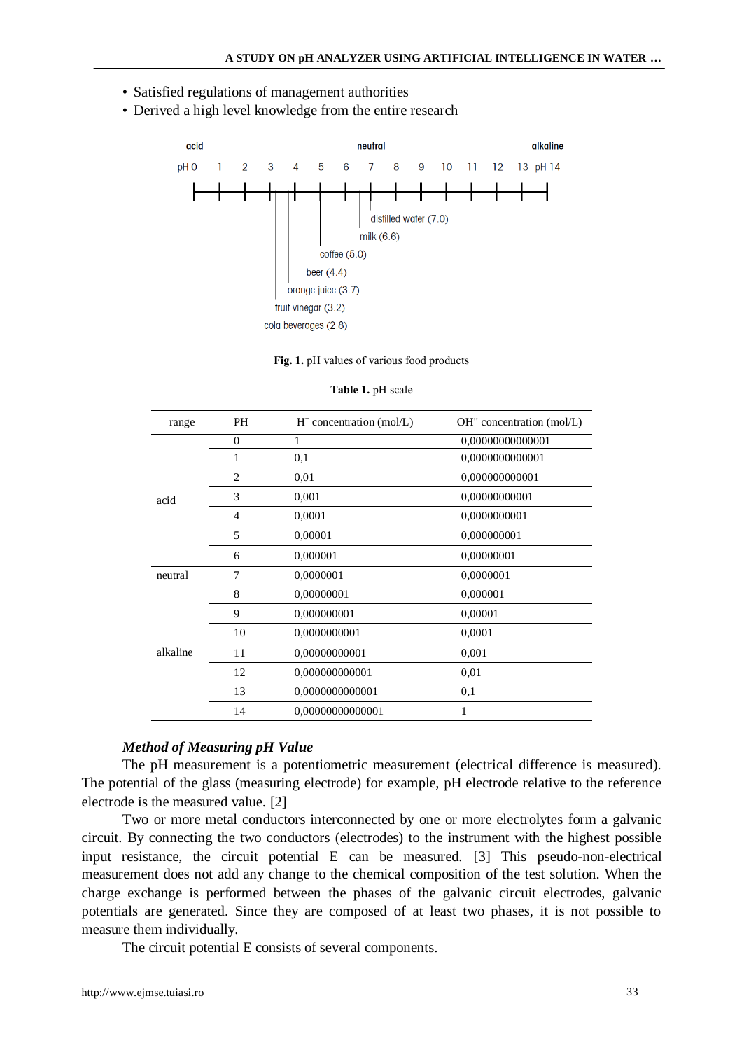- Satisfied regulations of management authorities
- Derived a high level knowledge from the entire research

**Fig. 1.** pH values of various food products

**Table 1.** pH scale

| range | PH | $H^+$ concentration (mol/L) | OH" concentration (mol/L) |
|---|---|---|---|
| acid | 0 | 1 | 0,00000000000001 |
| | 1 | 0,1 | 0,0000000000001 |
| | 2 | 0,01 | 0,000000000001 |
| | 3 | 0,001 | 0,00000000001 |
| | 4 | 0,0001 | 0,0000000001 |
| | 5 | 0,00001 | 0,000000001 |
| | 6 | 0,000001 | 0,00000001 |
| neutral | 7 | 0,0000001 | 0,0000001 |
| alkaline | 8 | 0,00000001 | 0,000001 |
| | 9 | 0,000000001 | 0,00001 |
| | 10 | 0,0000000001 | 0,0001 |
| | 11 | 0,00000000001 | 0,001 |
| | 12 | 0,000000000001 | 0,01 |
| | 13 | 0,0000000000001 | 0,1 |
| | 14 | 0,00000000000001 | 1 |

### *Method of Measuring pH Value*

The pH measurement is a potentiometric measurement (electrical difference is measured). The potential of the glass (measuring electrode) for example, pH electrode relative to the reference electrode is the measured value. [2]

Two or more metal conductors interconnected by one or more electrolytes form a galvanic circuit. By connecting the two conductors (electrodes) to the instrument with the highest possible input resistance, the circuit potential E can be measured. [3] This pseudo-non-electrical measurement does not add any change to the chemical composition of the test solution. When the charge exchange is performed between the phases of the galvanic circuit electrodes, galvanic potentials are generated. Since they are composed of at least two phases, it is not possible to measure them individually.

The circuit potential E consists of several components.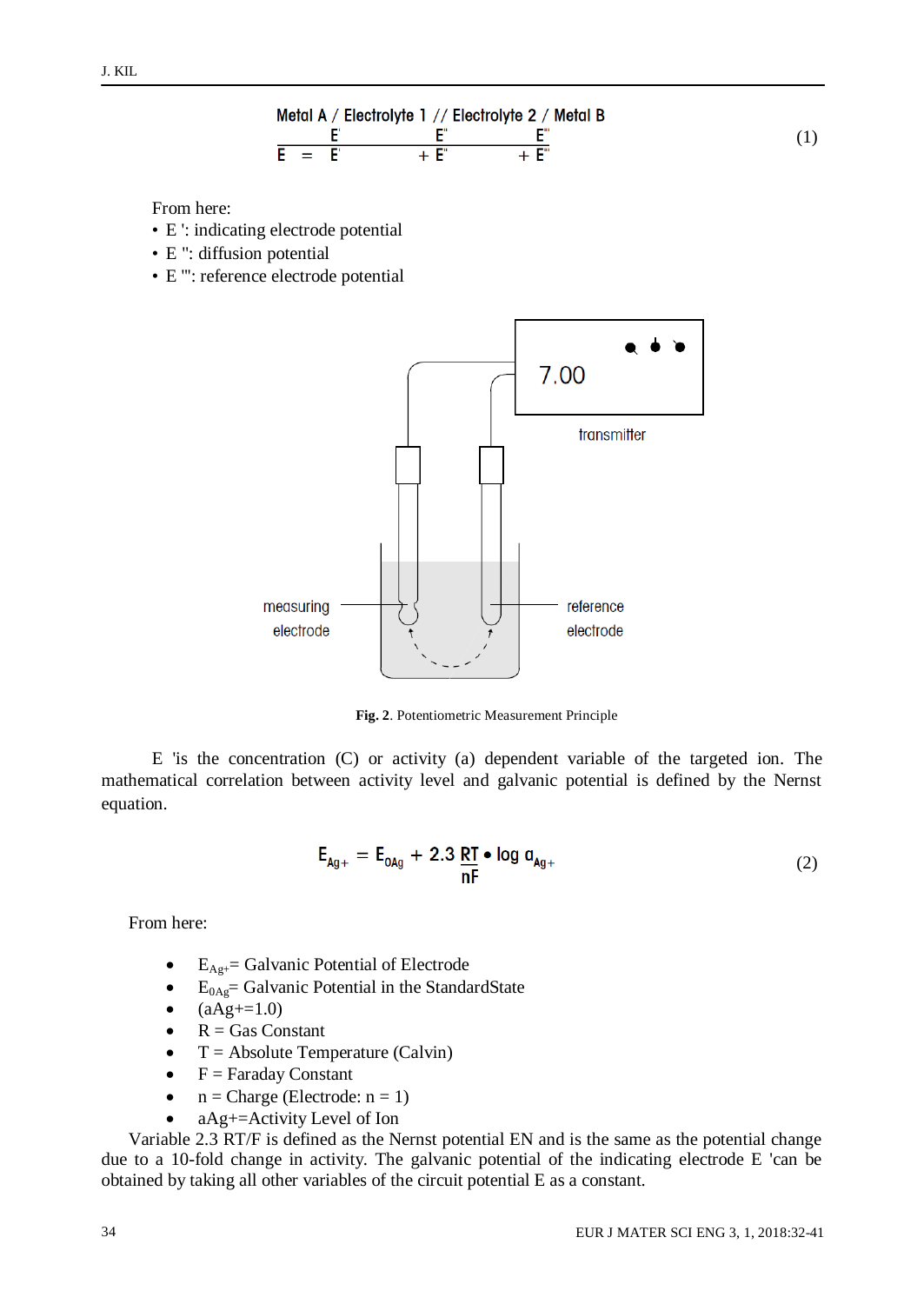Metal A / Electrolyte 1 // Electrolyte 2 / Metal B

$$E = E' + E'' + E''' \tag{1}$$

From here:

- E ': indicating electrode potential
- E '': diffusion potential
- E ''': reference electrode potential

Fig. 2. Potentiometric Measurement Principle

E 'is the concentration (C) or activity (a) dependent variable of the targeted ion. The mathematical correlation between activity level and galvanic potential is defined by the Nernst equation.

$$E_{Ag+} = E_{0Ag} + 2.3\,\frac{RT}{nF} \bullet \log a_{Ag+} \tag{2}$$

From here:

- $E_{Ag+}$= Galvanic Potential of Electrode
- $E_{0Ag}$= Galvanic Potential in the StandardState
- (aAg+=1.0)
- R = Gas Constant
- T = Absolute Temperature (Calvin)
- F = Faraday Constant
- n = Charge (Electrode: n = 1)
- aAg+=Activity Level of Ion

Variable 2.3 RT/F is defined as the Nernst potential EN and is the same as the potential change due to a 10-fold change in activity. The galvanic potential of the indicating electrode E 'can be obtained by taking all other variables of the circuit potential E as a constant.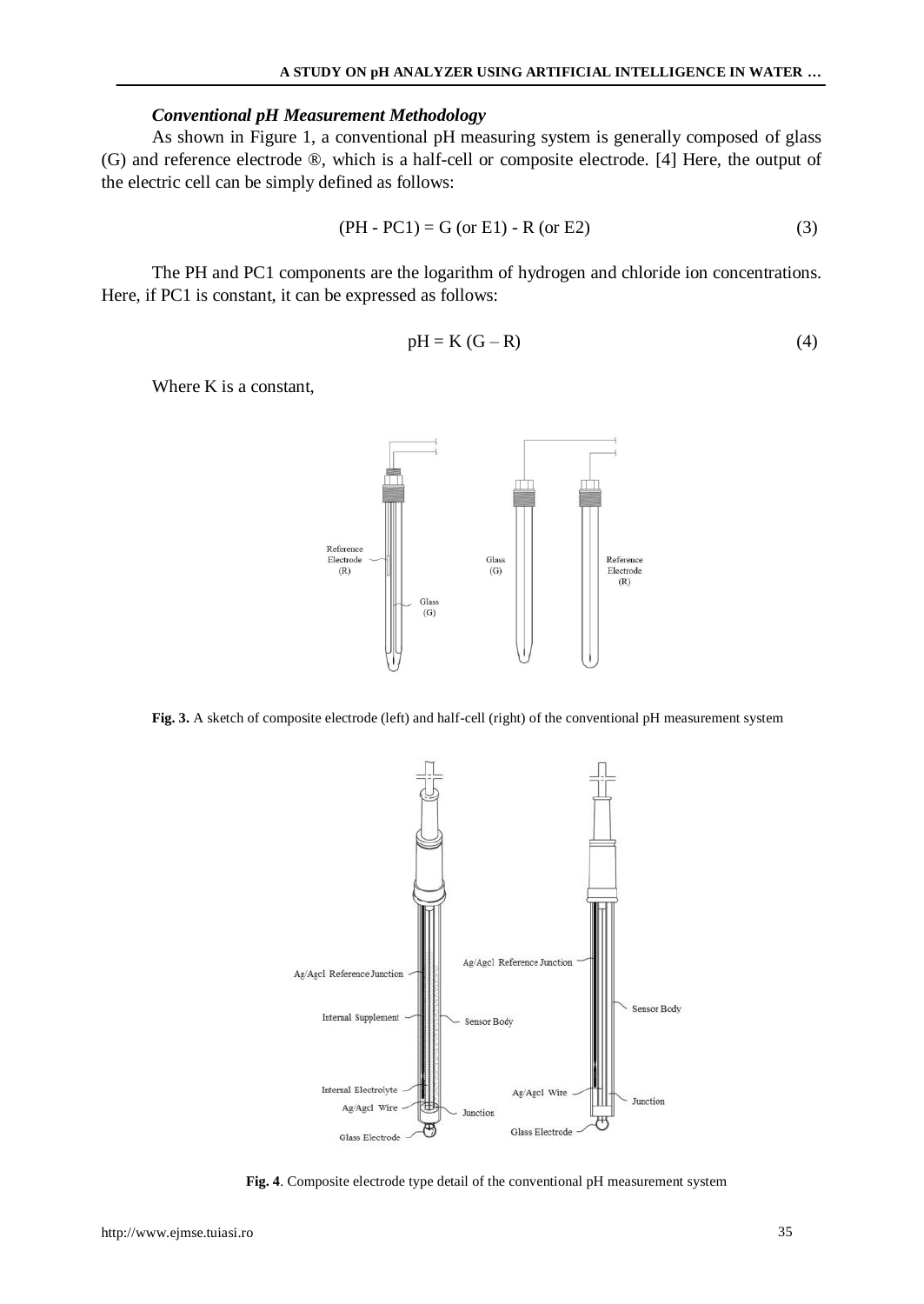### *Conventional pH Measurement Methodology*

As shown in Figure 1, a conventional pH measuring system is generally composed of glass (G) and reference electrode ®, which is a half-cell or composite electrode. [4] Here, the output of the electric cell can be simply defined as follows:

$$(PH - PC1) = G \text{ (or E1)} - R \text{ (or E2)} \tag{3}$$

The PH and PC1 components are the logarithm of hydrogen and chloride ion concentrations. Here, if PC1 is constant, it can be expressed as follows:

$$pH = K (G - R) \tag{4}$$

Where K is a constant,

**Fig. 3.** A sketch of composite electrode (left) and half-cell (right) of the conventional pH measurement system

**Fig. 4**. Composite electrode type detail of the conventional pH measurement system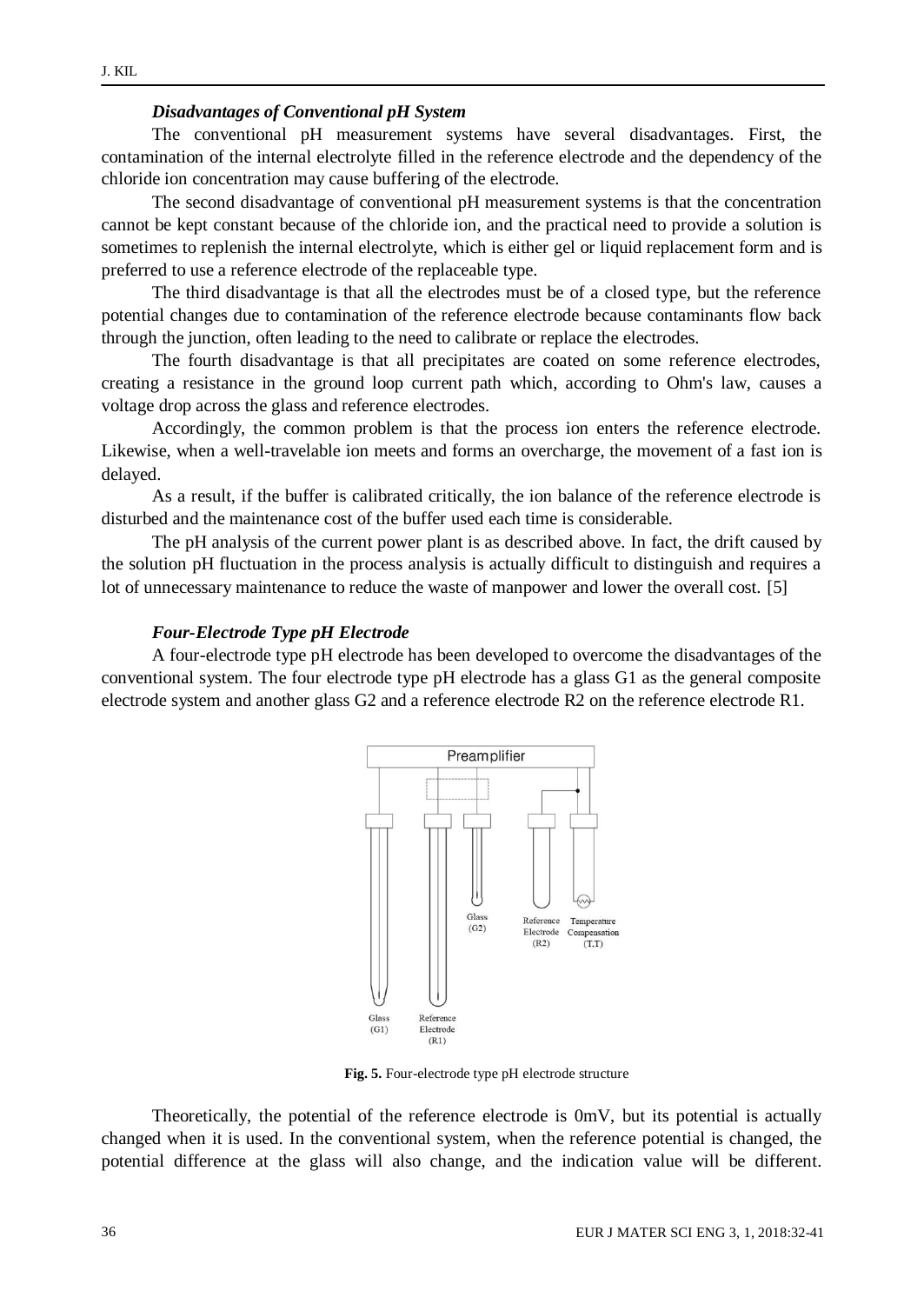### *Disadvantages of Conventional pH System*

The conventional pH measurement systems have several disadvantages. First, the contamination of the internal electrolyte filled in the reference electrode and the dependency of the chloride ion concentration may cause buffering of the electrode.

The second disadvantage of conventional pH measurement systems is that the concentration cannot be kept constant because of the chloride ion, and the practical need to provide a solution is sometimes to replenish the internal electrolyte, which is either gel or liquid replacement form and is preferred to use a reference electrode of the replaceable type.

The third disadvantage is that all the electrodes must be of a closed type, but the reference potential changes due to contamination of the reference electrode because contaminants flow back through the junction, often leading to the need to calibrate or replace the electrodes.

The fourth disadvantage is that all precipitates are coated on some reference electrodes, creating a resistance in the ground loop current path which, according to Ohm's law, causes a voltage drop across the glass and reference electrodes.

Accordingly, the common problem is that the process ion enters the reference electrode. Likewise, when a well-travelable ion meets and forms an overcharge, the movement of a fast ion is delayed.

As a result, if the buffer is calibrated critically, the ion balance of the reference electrode is disturbed and the maintenance cost of the buffer used each time is considerable.

The pH analysis of the current power plant is as described above. In fact, the drift caused by the solution pH fluctuation in the process analysis is actually difficult to distinguish and requires a lot of unnecessary maintenance to reduce the waste of manpower and lower the overall cost. [5]

### *Four-Electrode Type pH Electrode*

A four-electrode type pH electrode has been developed to overcome the disadvantages of the conventional system. The four electrode type pH electrode has a glass G1 as the general composite electrode system and another glass G2 and a reference electrode R2 on the reference electrode R1.

**Fig. 5.** Four-electrode type pH electrode structure

Theoretically, the potential of the reference electrode is 0mV, but its potential is actually changed when it is used. In the conventional system, when the reference potential is changed, the potential difference at the glass will also change, and the indication value will be different.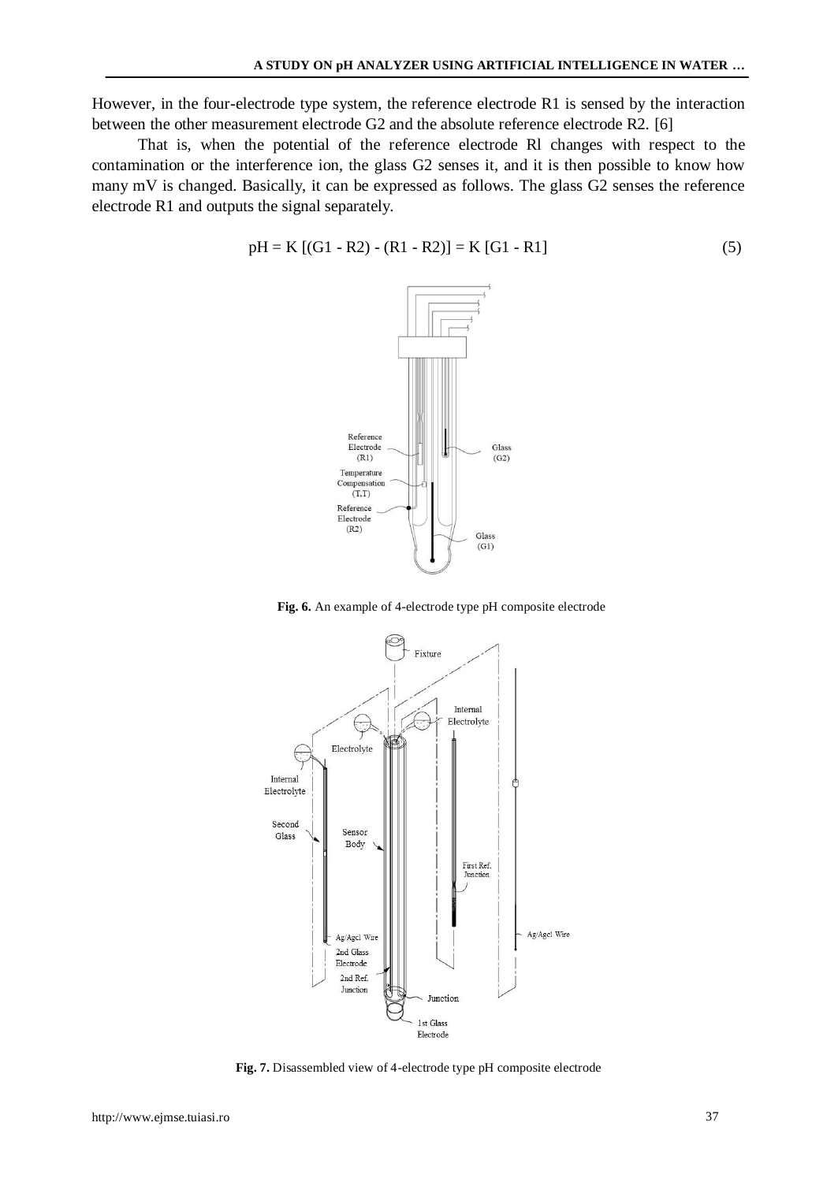However, in the four-electrode type system, the reference electrode R1 is sensed by the interaction between the other measurement electrode G2 and the absolute reference electrode R2. [6]

That is, when the potential of the reference electrode Rl changes with respect to the contamination or the interference ion, the glass G2 senses it, and it is then possible to know how many mV is changed. Basically, it can be expressed as follows. The glass G2 senses the reference electrode R1 and outputs the signal separately.

$$pH = K [(G1 - R2) - (R1 - R2)] = K [G1 - R1] \tag{5}$$

**Fig. 6.** An example of 4-electrode type pH composite electrode

**Fig. 7.** Disassembled view of 4-electrode type pH composite electrode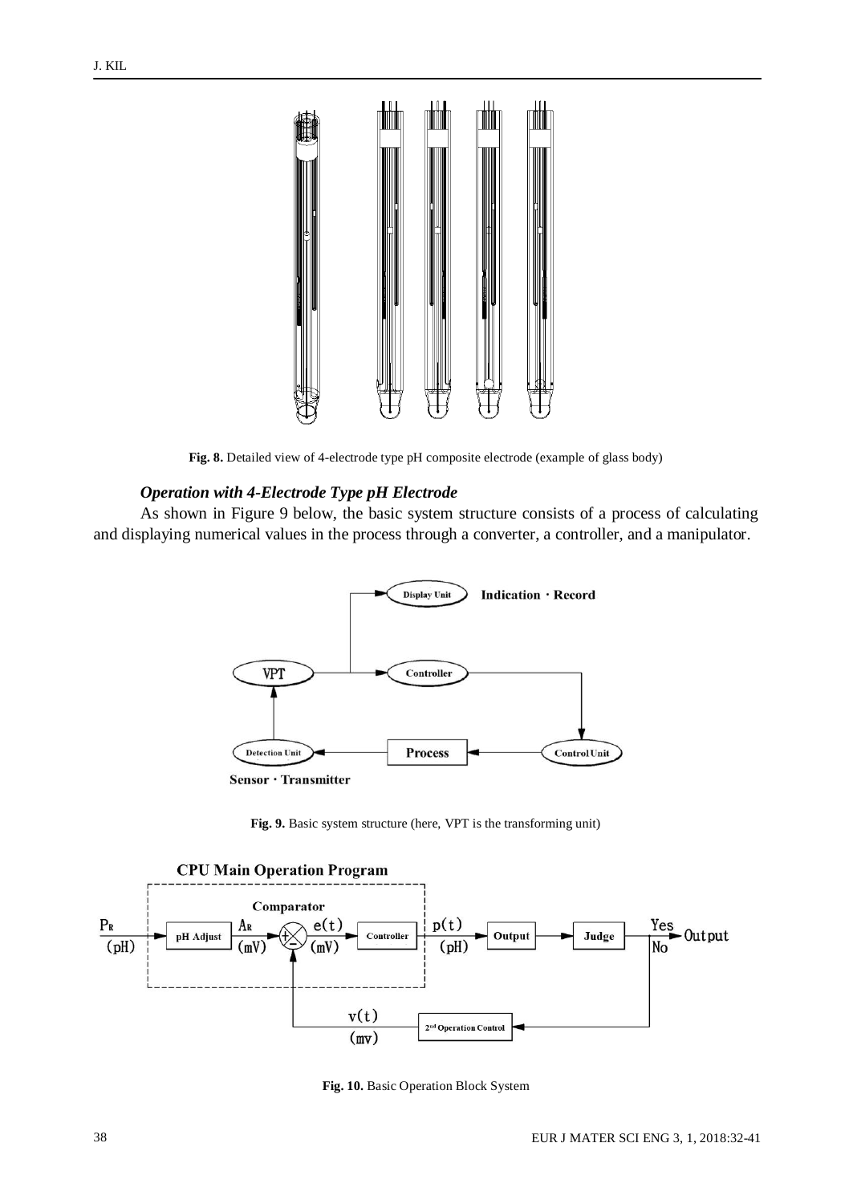**Fig. 8.** Detailed view of 4-electrode type pH composite electrode (example of glass body)

### *Operation with 4-Electrode Type pH Electrode*

As shown in Figure 9 below, the basic system structure consists of a process of calculating and displaying numerical values in the process through a converter, a controller, and a manipulator.

**Fig. 9.** Basic system structure (here, VPT is the transforming unit)

**Fig. 10.** Basic Operation Block System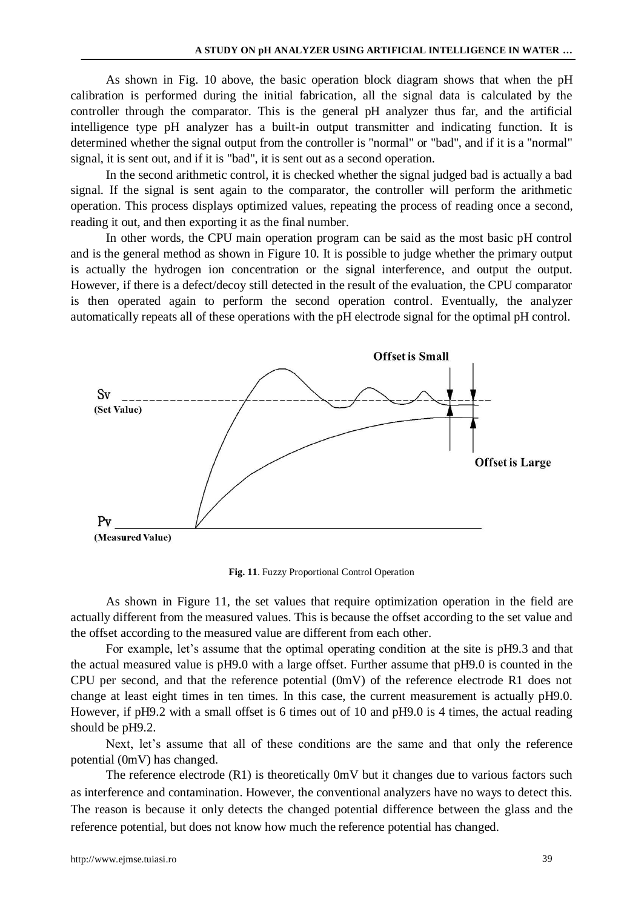As shown in Fig. 10 above, the basic operation block diagram shows that when the pH calibration is performed during the initial fabrication, all the signal data is calculated by the controller through the comparator. This is the general pH analyzer thus far, and the artificial intelligence type pH analyzer has a built-in output transmitter and indicating function. It is determined whether the signal output from the controller is "normal" or "bad", and if it is a "normal" signal, it is sent out, and if it is "bad", it is sent out as a second operation.

In the second arithmetic control, it is checked whether the signal judged bad is actually a bad signal. If the signal is sent again to the comparator, the controller will perform the arithmetic operation. This process displays optimized values, repeating the process of reading once a second, reading it out, and then exporting it as the final number.

In other words, the CPU main operation program can be said as the most basic pH control and is the general method as shown in Figure 10. It is possible to judge whether the primary output is actually the hydrogen ion concentration or the signal interference, and output the output. However, if there is a defect/decoy still detected in the result of the evaluation, the CPU comparator is then operated again to perform the second operation control. Eventually, the analyzer automatically repeats all of these operations with the pH electrode signal for the optimal pH control.

**Fig. 11**. Fuzzy Proportional Control Operation

As shown in Figure 11, the set values that require optimization operation in the field are actually different from the measured values. This is because the offset according to the set value and the offset according to the measured value are different from each other.

For example, let's assume that the optimal operating condition at the site is pH9.3 and that the actual measured value is pH9.0 with a large offset. Further assume that pH9.0 is counted in the CPU per second, and that the reference potential (0mV) of the reference electrode R1 does not change at least eight times in ten times. In this case, the current measurement is actually pH9.0. However, if pH9.2 with a small offset is 6 times out of 10 and pH9.0 is 4 times, the actual reading should be pH9.2.

Next, let's assume that all of these conditions are the same and that only the reference potential (0mV) has changed.

The reference electrode (R1) is theoretically 0mV but it changes due to various factors such as interference and contamination. However, the conventional analyzers have no ways to detect this. The reason is because it only detects the changed potential difference between the glass and the reference potential, but does not know how much the reference potential has changed.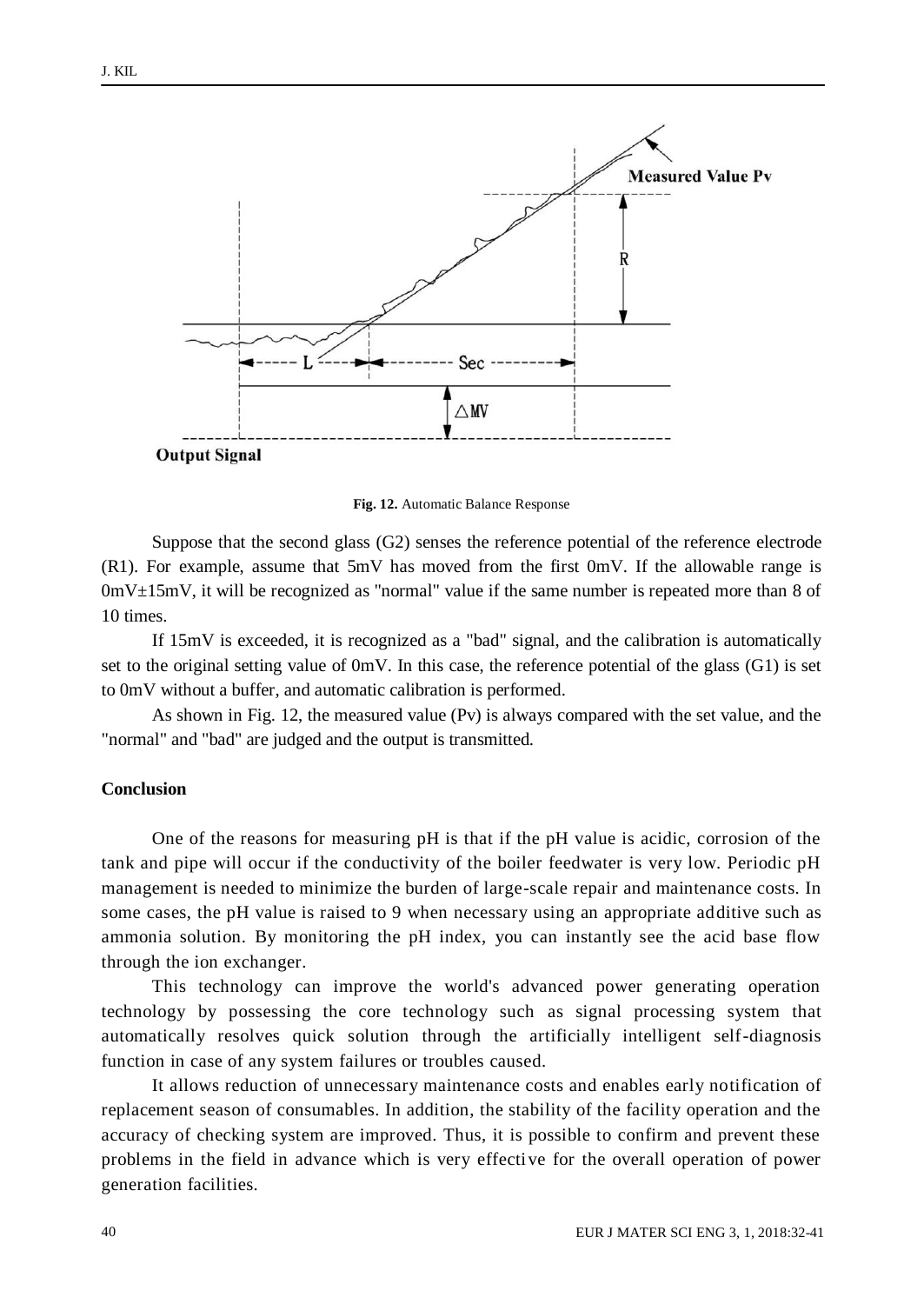Fig. 12. Automatic Balance Response

Suppose that the second glass (G2) senses the reference potential of the reference electrode (R1). For example, assume that 5mV has moved from the first 0mV. If the allowable range is 0mV±15mV, it will be recognized as "normal" value if the same number is repeated more than 8 of 10 times.

If 15mV is exceeded, it is recognized as a "bad" signal, and the calibration is automatically set to the original setting value of 0mV. In this case, the reference potential of the glass (G1) is set to 0mV without a buffer, and automatic calibration is performed.

As shown in Fig. 12, the measured value (Pv) is always compared with the set value, and the "normal" and "bad" are judged and the output is transmitted.

## Conclusion

One of the reasons for measuring pH is that if the pH value is acidic, corrosion of the tank and pipe will occur if the conductivity of the boiler feedwater is very low. Periodic pH management is needed to minimize the burden of large-scale repair and maintenance costs. In some cases, the pH value is raised to 9 when necessary using an appropriate additive such as ammonia solution. By monitoring the pH index, you can instantly see the acid base flow through the ion exchanger.

This technology can improve the world's advanced power generating operation technology by possessing the core technology such as signal processing system that automatically resolves quick solution through the artificially intelligent self-diagnosis function in case of any system failures or troubles caused.

It allows reduction of unnecessary maintenance costs and enables early notification of replacement season of consumables. In addition, the stability of the facility operation and the accuracy of checking system are improved. Thus, it is possible to confirm and prevent these problems in the field in advance which is very effective for the overall operation of power generation facilities.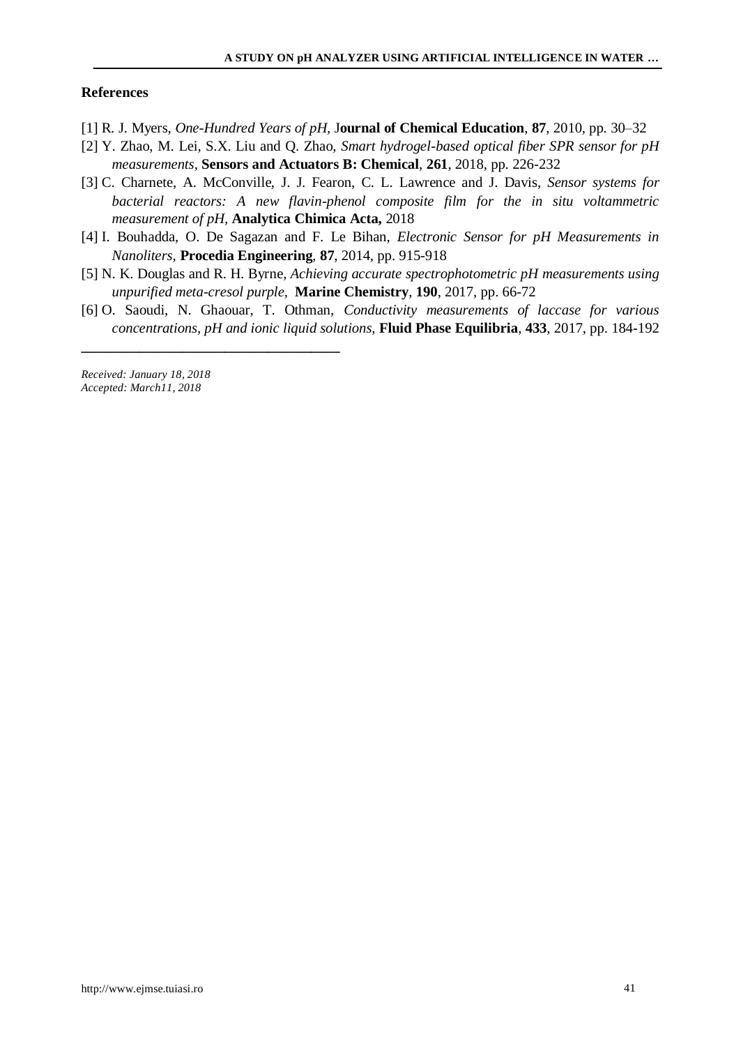## References

[1] R. J. Myers, *One-Hundred Years of pH*, **Journal of Chemical Education**, **87**, 2010, pp. 30–32

[2] Y. Zhao, M. Lei, S.X. Liu and Q. Zhao, *Smart hydrogel-based optical fiber SPR sensor for pH measurements*, **Sensors and Actuators B: Chemical**, **261**, 2018, pp. 226-232

[3] C. Charnete, A. McConville, J. J. Fearon, C. L. Lawrence and J. Davis, *Sensor systems for bacterial reactors: A new flavin-phenol composite film for the in situ voltammetric measurement of pH*, **Analytica Chimica Acta,** 2018

[4] I. Bouhadda, O. De Sagazan and F. Le Bihan, *Electronic Sensor for pH Measurements in Nanoliters*, **Procedia Engineering**, **87**, 2014, pp. 915-918

[5] N. K. Douglas and R. H. Byrne, *Achieving accurate spectrophotometric pH measurements using unpurified meta-cresol purple,* **Marine Chemistry**, **190**, 2017, pp. 66-72

[6] O. Saoudi, N. Ghaouar, T. Othman, *Conductivity measurements of laccase for various concentrations, pH and ionic liquid solutions,* **Fluid Phase Equilibria**, **433**, 2017, pp. 184-192

---

*Received: January 18, 2018*
*Accepted: March11, 2018*